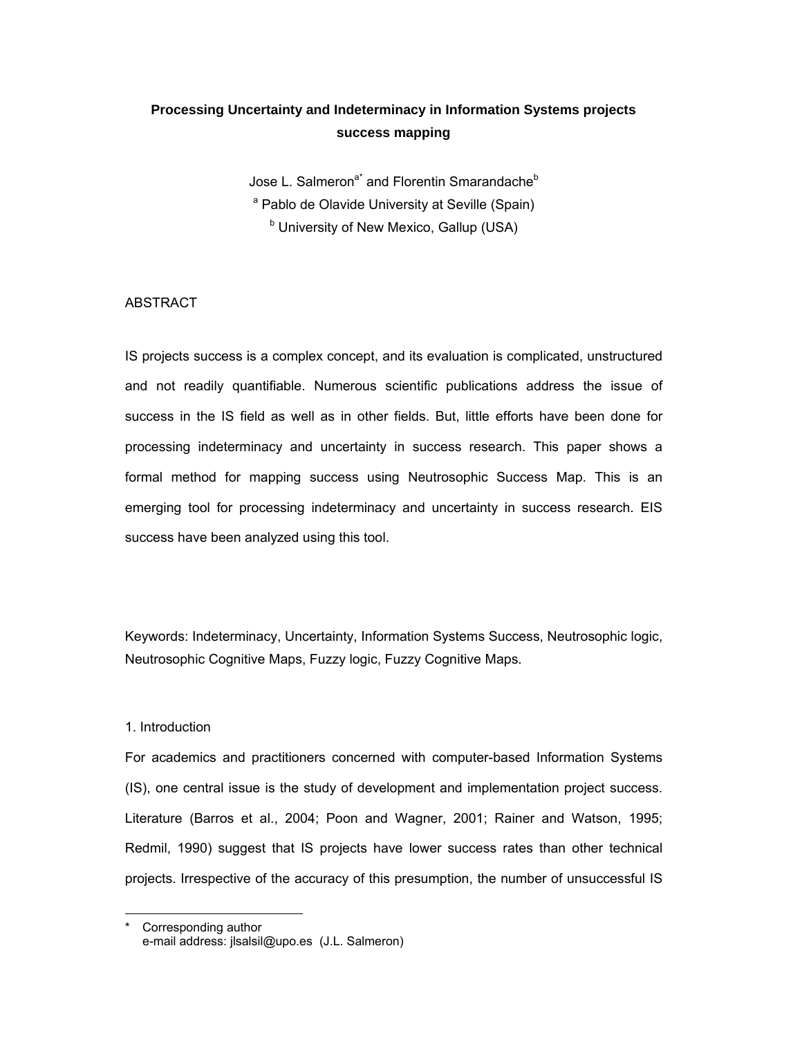# Processing Uncertainty and Indeterminacy in Information Systems projects success mapping

Jose L. Salmeron[a*] and Florentin Smarandache[b]

[a] Pablo de Olavide University at Seville (Spain)

[b] University of New Mexico, Gallup (USA)

## ABSTRACT

IS projects success is a complex concept, and its evaluation is complicated, unstructured and not readily quantifiable. Numerous scientific publications address the issue of success in the IS field as well as in other fields. But, little efforts have been done for processing indeterminacy and uncertainty in success research. This paper shows a formal method for mapping success using Neutrosophic Success Map. This is an emerging tool for processing indeterminacy and uncertainty in success research. EIS success have been analyzed using this tool.

Keywords: Indeterminacy, Uncertainty, Information Systems Success, Neutrosophic logic, Neutrosophic Cognitive Maps, Fuzzy logic, Fuzzy Cognitive Maps.

## 1. Introduction

For academics and practitioners concerned with computer-based Information Systems (IS), one central issue is the study of development and implementation project success. Literature (Barros et al., 2004; Poon and Wagner, 2001; Rainer and Watson, 1995; Redmil, 1990) suggest that IS projects have lower success rates than other technical projects. Irrespective of the accuracy of this presumption, the number of unsuccessful IS

---

\* Corresponding author
e-mail address: jlsalsil@upo.es (J.L. Salmeron)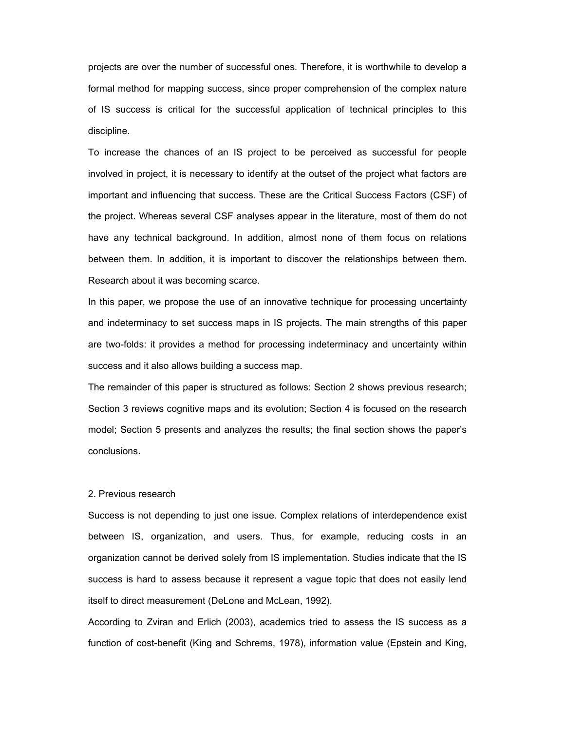projects are over the number of successful ones. Therefore, it is worthwhile to develop a formal method for mapping success, since proper comprehension of the complex nature of IS success is critical for the successful application of technical principles to this discipline.

To increase the chances of an IS project to be perceived as successful for people involved in project, it is necessary to identify at the outset of the project what factors are important and influencing that success. These are the Critical Success Factors (CSF) of the project. Whereas several CSF analyses appear in the literature, most of them do not have any technical background. In addition, almost none of them focus on relations between them. In addition, it is important to discover the relationships between them. Research about it was becoming scarce.

In this paper, we propose the use of an innovative technique for processing uncertainty and indeterminacy to set success maps in IS projects. The main strengths of this paper are two-folds: it provides a method for processing indeterminacy and uncertainty within success and it also allows building a success map.

The remainder of this paper is structured as follows: Section 2 shows previous research; Section 3 reviews cognitive maps and its evolution; Section 4 is focused on the research model; Section 5 presents and analyzes the results; the final section shows the paper's conclusions.

## 2. Previous research

Success is not depending to just one issue. Complex relations of interdependence exist between IS, organization, and users. Thus, for example, reducing costs in an organization cannot be derived solely from IS implementation. Studies indicate that the IS success is hard to assess because it represent a vague topic that does not easily lend itself to direct measurement (DeLone and McLean, 1992).

According to Zviran and Erlich (2003), academics tried to assess the IS success as a function of cost-benefit (King and Schrems, 1978), information value (Epstein and King,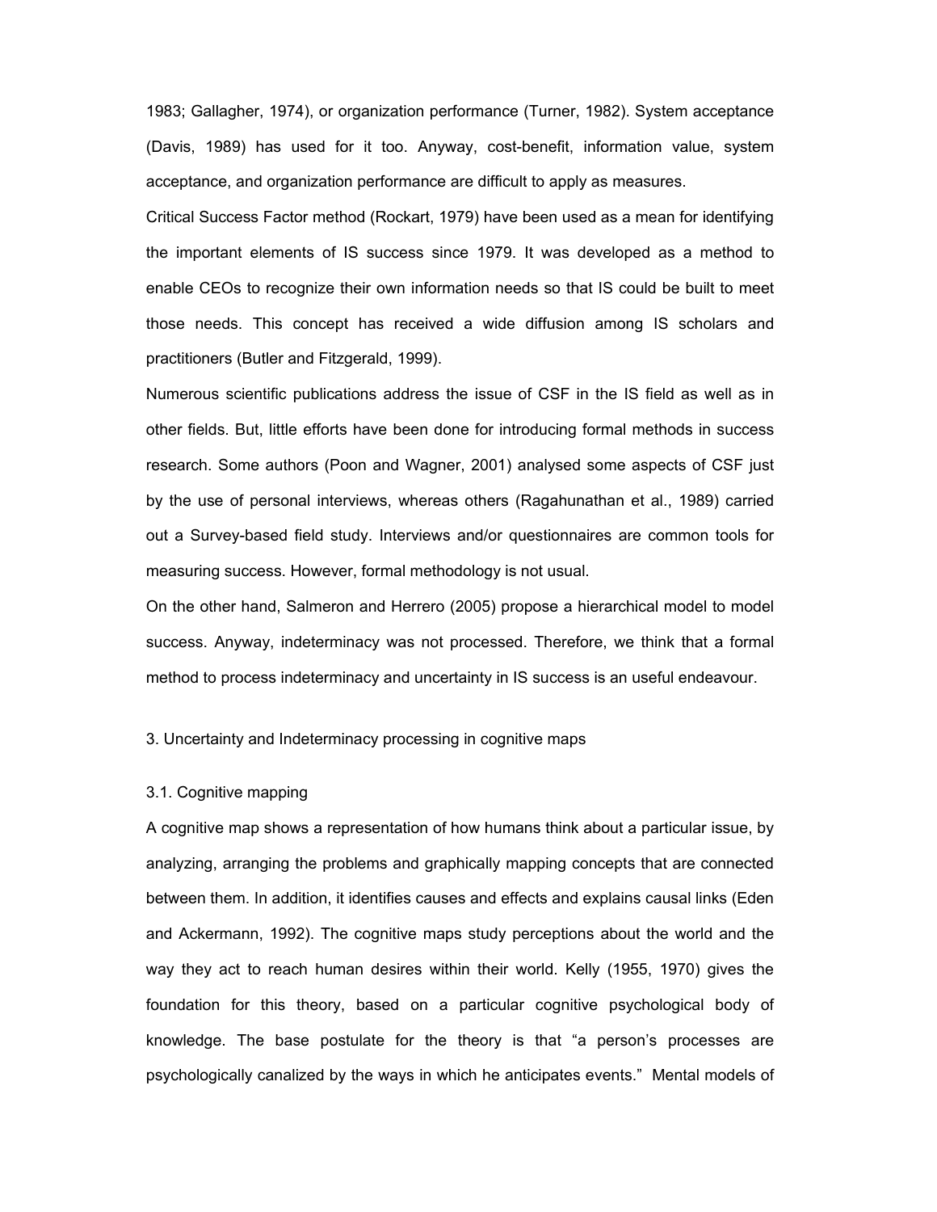1983; Gallagher, 1974), or organization performance (Turner, 1982). System acceptance (Davis, 1989) has used for it too. Anyway, cost-benefit, information value, system acceptance, and organization performance are difficult to apply as measures.

Critical Success Factor method (Rockart, 1979) have been used as a mean for identifying the important elements of IS success since 1979. It was developed as a method to enable CEOs to recognize their own information needs so that IS could be built to meet those needs. This concept has received a wide diffusion among IS scholars and practitioners (Butler and Fitzgerald, 1999).

Numerous scientific publications address the issue of CSF in the IS field as well as in other fields. But, little efforts have been done for introducing formal methods in success research. Some authors (Poon and Wagner, 2001) analysed some aspects of CSF just by the use of personal interviews, whereas others (Ragahunathan et al., 1989) carried out a Survey-based field study. Interviews and/or questionnaires are common tools for measuring success. However, formal methodology is not usual.

On the other hand, Salmeron and Herrero (2005) propose a hierarchical model to model success. Anyway, indeterminacy was not processed. Therefore, we think that a formal method to process indeterminacy and uncertainty in IS success is an useful endeavour.

## 3. Uncertainty and Indeterminacy processing in cognitive maps

### 3.1. Cognitive mapping

A cognitive map shows a representation of how humans think about a particular issue, by analyzing, arranging the problems and graphically mapping concepts that are connected between them. In addition, it identifies causes and effects and explains causal links (Eden and Ackermann, 1992). The cognitive maps study perceptions about the world and the way they act to reach human desires within their world. Kelly (1955, 1970) gives the foundation for this theory, based on a particular cognitive psychological body of knowledge. The base postulate for the theory is that "a person's processes are psychologically canalized by the ways in which he anticipates events." Mental models of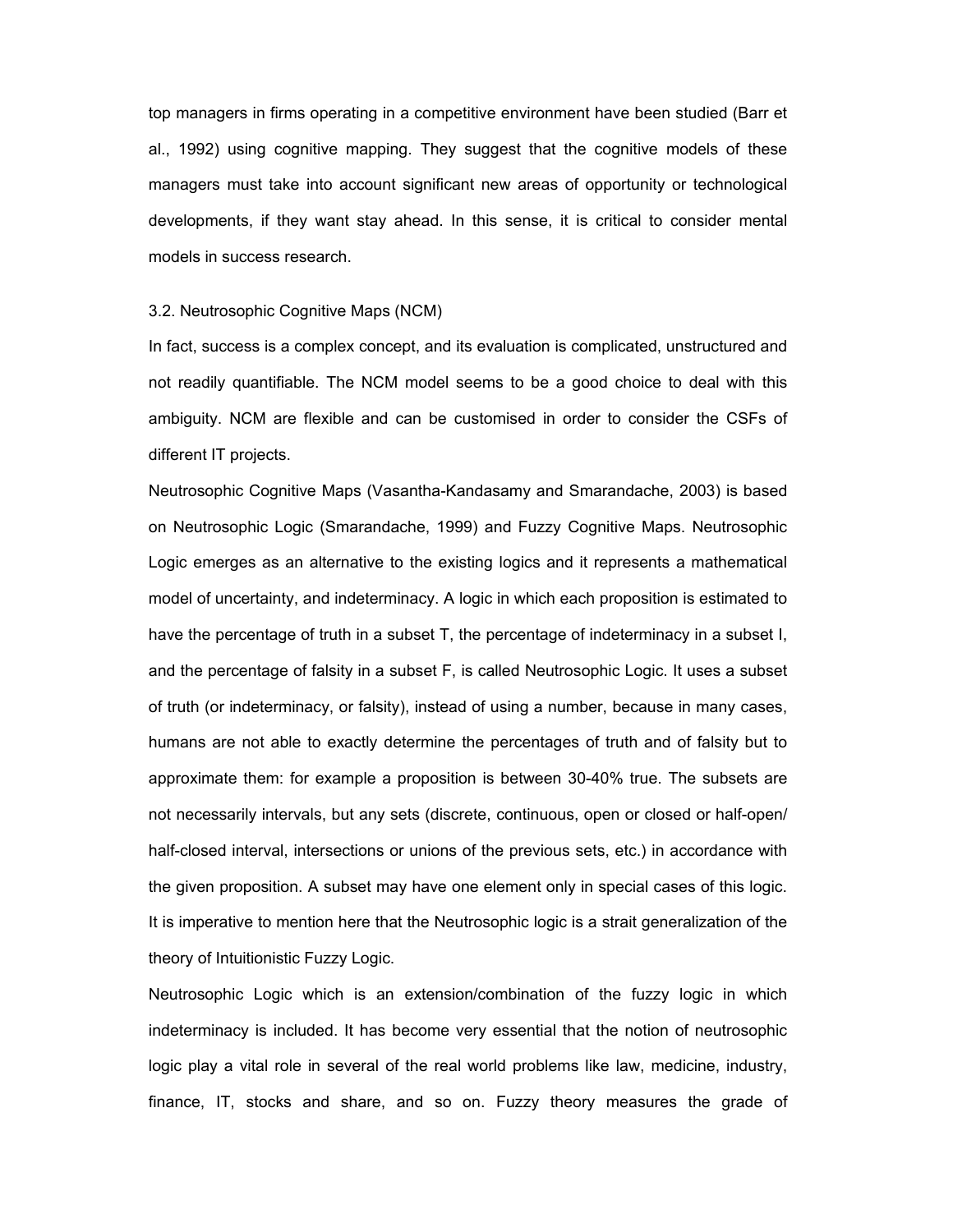top managers in firms operating in a competitive environment have been studied (Barr et al., 1992) using cognitive mapping. They suggest that the cognitive models of these managers must take into account significant new areas of opportunity or technological developments, if they want stay ahead. In this sense, it is critical to consider mental models in success research.

### 3.2. Neutrosophic Cognitive Maps (NCM)

In fact, success is a complex concept, and its evaluation is complicated, unstructured and not readily quantifiable. The NCM model seems to be a good choice to deal with this ambiguity. NCM are flexible and can be customised in order to consider the CSFs of different IT projects.

Neutrosophic Cognitive Maps (Vasantha-Kandasamy and Smarandache, 2003) is based on Neutrosophic Logic (Smarandache, 1999) and Fuzzy Cognitive Maps. Neutrosophic Logic emerges as an alternative to the existing logics and it represents a mathematical model of uncertainty, and indeterminacy. A logic in which each proposition is estimated to have the percentage of truth in a subset T, the percentage of indeterminacy in a subset I, and the percentage of falsity in a subset F, is called Neutrosophic Logic. It uses a subset of truth (or indeterminacy, or falsity), instead of using a number, because in many cases, humans are not able to exactly determine the percentages of truth and of falsity but to approximate them: for example a proposition is between 30-40% true. The subsets are not necessarily intervals, but any sets (discrete, continuous, open or closed or half-open/ half-closed interval, intersections or unions of the previous sets, etc.) in accordance with the given proposition. A subset may have one element only in special cases of this logic. It is imperative to mention here that the Neutrosophic logic is a strait generalization of the theory of Intuitionistic Fuzzy Logic.

Neutrosophic Logic which is an extension/combination of the fuzzy logic in which indeterminacy is included. It has become very essential that the notion of neutrosophic logic play a vital role in several of the real world problems like law, medicine, industry, finance, IT, stocks and share, and so on. Fuzzy theory measures the grade of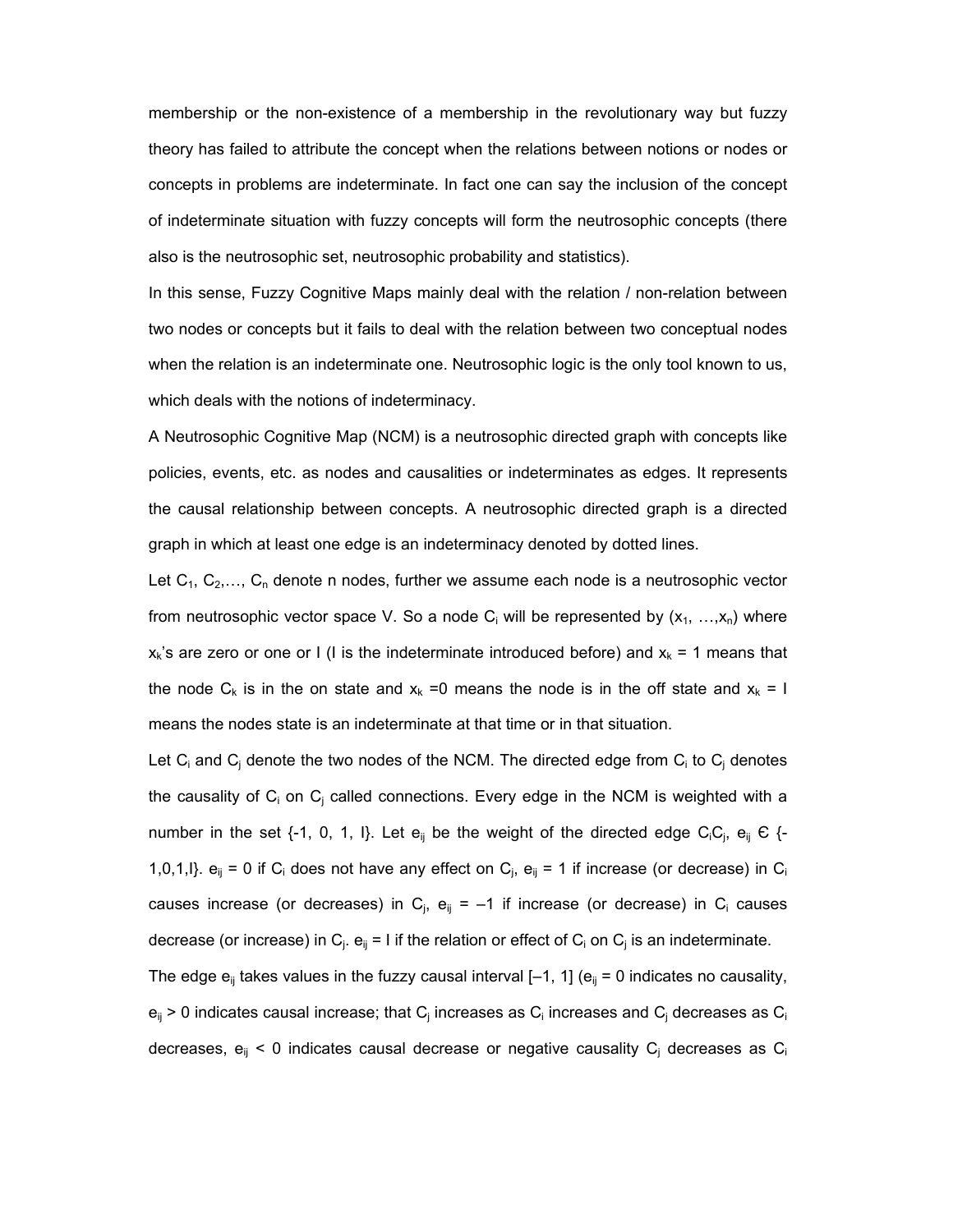membership or the non-existence of a membership in the revolutionary way but fuzzy theory has failed to attribute the concept when the relations between notions or nodes or concepts in problems are indeterminate. In fact one can say the inclusion of the concept of indeterminate situation with fuzzy concepts will form the neutrosophic concepts (there also is the neutrosophic set, neutrosophic probability and statistics).

In this sense, Fuzzy Cognitive Maps mainly deal with the relation / non-relation between two nodes or concepts but it fails to deal with the relation between two conceptual nodes when the relation is an indeterminate one. Neutrosophic logic is the only tool known to us, which deals with the notions of indeterminacy.

A Neutrosophic Cognitive Map (NCM) is a neutrosophic directed graph with concepts like policies, events, etc. as nodes and causalities or indeterminates as edges. It represents the causal relationship between concepts. A neutrosophic directed graph is a directed graph in which at least one edge is an indeterminacy denoted by dotted lines.

Let $C_1, C_2, \ldots, C_n$ denote n nodes, further we assume each node is a neutrosophic vector from neutrosophic vector space V. So a node $C_i$ will be represented by $(x_1, \ldots, x_n)$ where $x_k$'s are zero or one or I (I is the indeterminate introduced before) and $x_k = 1$ means that the node $C_k$ is in the on state and $x_k = 0$ means the node is in the off state and $x_k = I$ means the nodes state is an indeterminate at that time or in that situation.

Let $C_i$ and $C_j$ denote the two nodes of the NCM. The directed edge from $C_i$ to $C_j$ denotes the causality of $C_i$ on $C_j$ called connections. Every edge in the NCM is weighted with a number in the set {-1, 0, 1, I}. Let $e_{ij}$ be the weight of the directed edge $C_iC_j$, $e_{ij} \in \{-1, 0, 1, I\}$. $e_{ij} = 0$ if $C_i$ does not have any effect on $C_j$, $e_{ij} = 1$ if increase (or decrease) in $C_i$ causes increase (or decreases) in $C_j$, $e_{ij} = -1$ if increase (or decrease) in $C_i$ causes decrease (or increase) in $C_j$. $e_{ij} = I$ if the relation or effect of $C_i$ on $C_j$ is an indeterminate.

The edge $e_{ij}$ takes values in the fuzzy causal interval $[-1, 1]$ ($e_{ij} = 0$ indicates no causality, $e_{ij} > 0$ indicates causal increase; that $C_j$ increases as $C_i$ increases and $C_j$ decreases as $C_i$ decreases, $e_{ij} < 0$ indicates causal decrease or negative causality $C_j$ decreases as $C_i$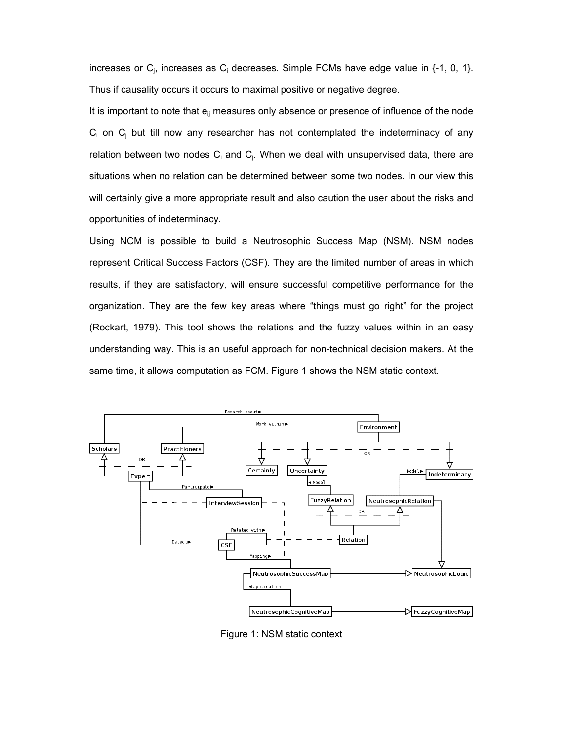increases or $C_j$, increases as $C_i$ decreases. Simple FCMs have edge value in {-1, 0, 1}. Thus if causality occurs it occurs to maximal positive or negative degree.

It is important to note that $e_{ij}$ measures only absence or presence of influence of the node $C_i$ on $C_j$ but till now any researcher has not contemplated the indeterminacy of any relation between two nodes $C_i$ and $C_j$. When we deal with unsupervised data, there are situations when no relation can be determined between some two nodes. In our view this will certainly give a more appropriate result and also caution the user about the risks and opportunities of indeterminacy.

Using NCM is possible to build a Neutrosophic Success Map (NSM). NSM nodes represent Critical Success Factors (CSF). They are the limited number of areas in which results, if they are satisfactory, will ensure successful competitive performance for the organization. They are the few key areas where “things must go right” for the project (Rockart, 1979). This tool shows the relations and the fuzzy values within in an easy understanding way. This is an useful approach for non-technical decision makers. At the same time, it allows computation as FCM. Figure 1 shows the NSM static context.

Figure 1: NSM static context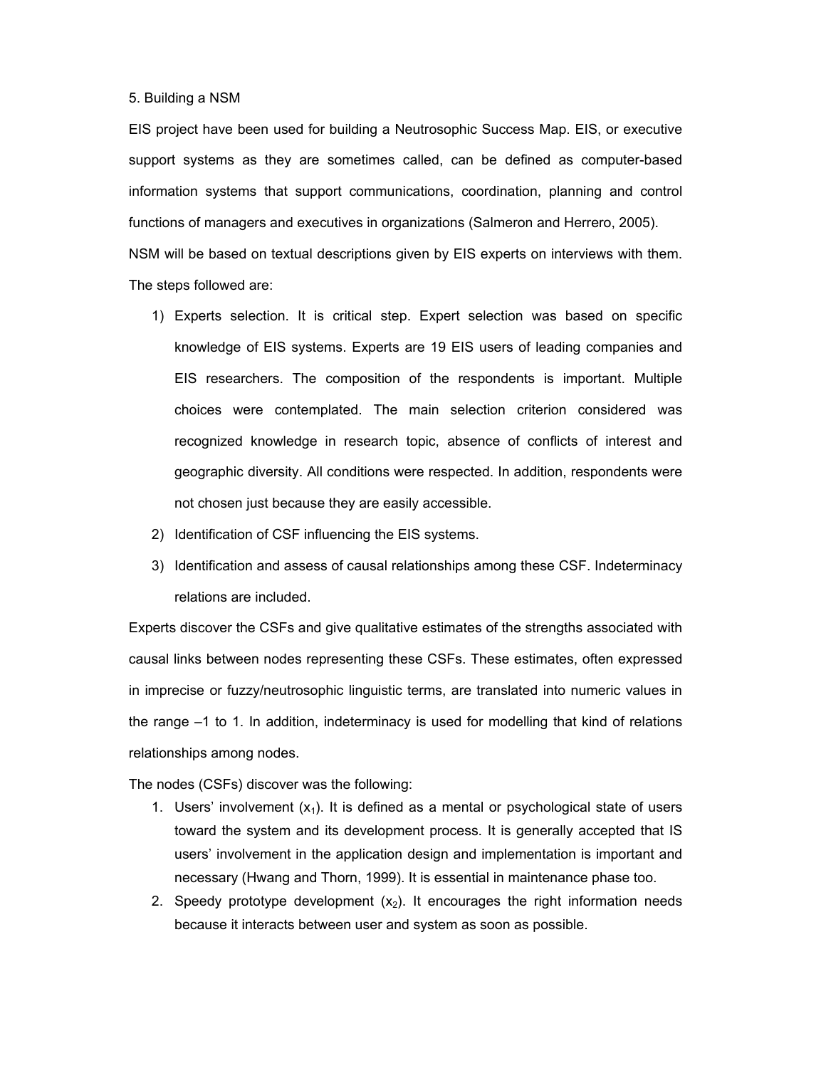## 5. Building a NSM

EIS project have been used for building a Neutrosophic Success Map. EIS, or executive support systems as they are sometimes called, can be defined as computer-based information systems that support communications, coordination, planning and control functions of managers and executives in organizations (Salmeron and Herrero, 2005).

NSM will be based on textual descriptions given by EIS experts on interviews with them. The steps followed are:

1) Experts selection. It is critical step. Expert selection was based on specific knowledge of EIS systems. Experts are 19 EIS users of leading companies and EIS researchers. The composition of the respondents is important. Multiple choices were contemplated. The main selection criterion considered was recognized knowledge in research topic, absence of conflicts of interest and geographic diversity. All conditions were respected. In addition, respondents were not chosen just because they are easily accessible.
2) Identification of CSF influencing the EIS systems.
3) Identification and assess of causal relationships among these CSF. Indeterminacy relations are included.

Experts discover the CSFs and give qualitative estimates of the strengths associated with causal links between nodes representing these CSFs. These estimates, often expressed in imprecise or fuzzy/neutrosophic linguistic terms, are translated into numeric values in the range –1 to 1. In addition, indeterminacy is used for modelling that kind of relations relationships among nodes.

The nodes (CSFs) discover was the following:

1. Users' involvement ($x_1$). It is defined as a mental or psychological state of users toward the system and its development process. It is generally accepted that IS users' involvement in the application design and implementation is important and necessary (Hwang and Thorn, 1999). It is essential in maintenance phase too.
2. Speedy prototype development ($x_2$). It encourages the right information needs because it interacts between user and system as soon as possible.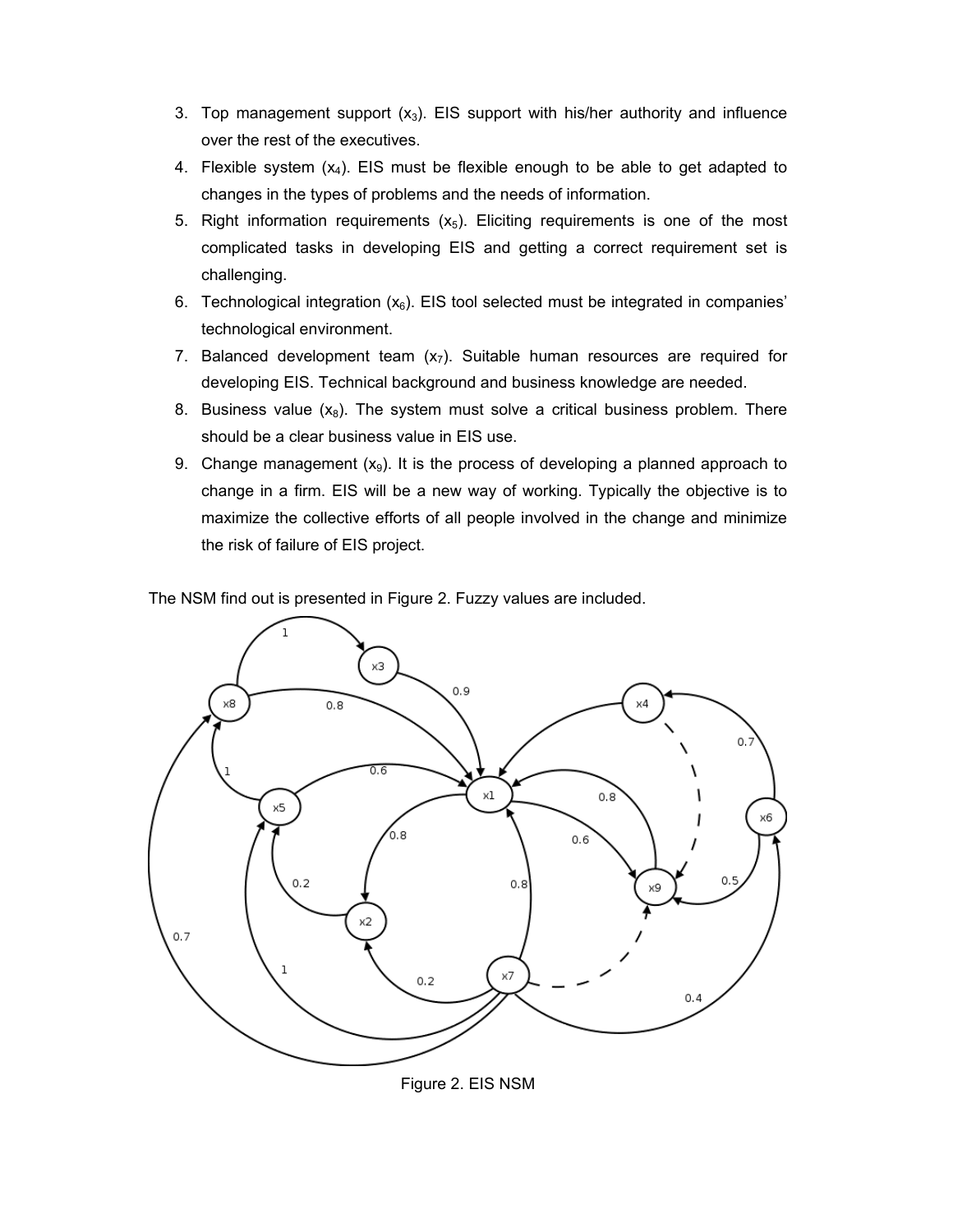3. Top management support ($x_3$). EIS support with his/her authority and influence over the rest of the executives.
4. Flexible system ($x_4$). EIS must be flexible enough to be able to get adapted to changes in the types of problems and the needs of information.
5. Right information requirements ($x_5$). Eliciting requirements is one of the most complicated tasks in developing EIS and getting a correct requirement set is challenging.
6. Technological integration ($x_6$). EIS tool selected must be integrated in companies' technological environment.
7. Balanced development team ($x_7$). Suitable human resources are required for developing EIS. Technical background and business knowledge are needed.
8. Business value ($x_8$). The system must solve a critical business problem. There should be a clear business value in EIS use.
9. Change management ($x_9$). It is the process of developing a planned approach to change in a firm. EIS will be a new way of working. Typically the objective is to maximize the collective efforts of all people involved in the change and minimize the risk of failure of EIS project.

The NSM find out is presented in Figure 2. Fuzzy values are included.

Figure 2. EIS NSM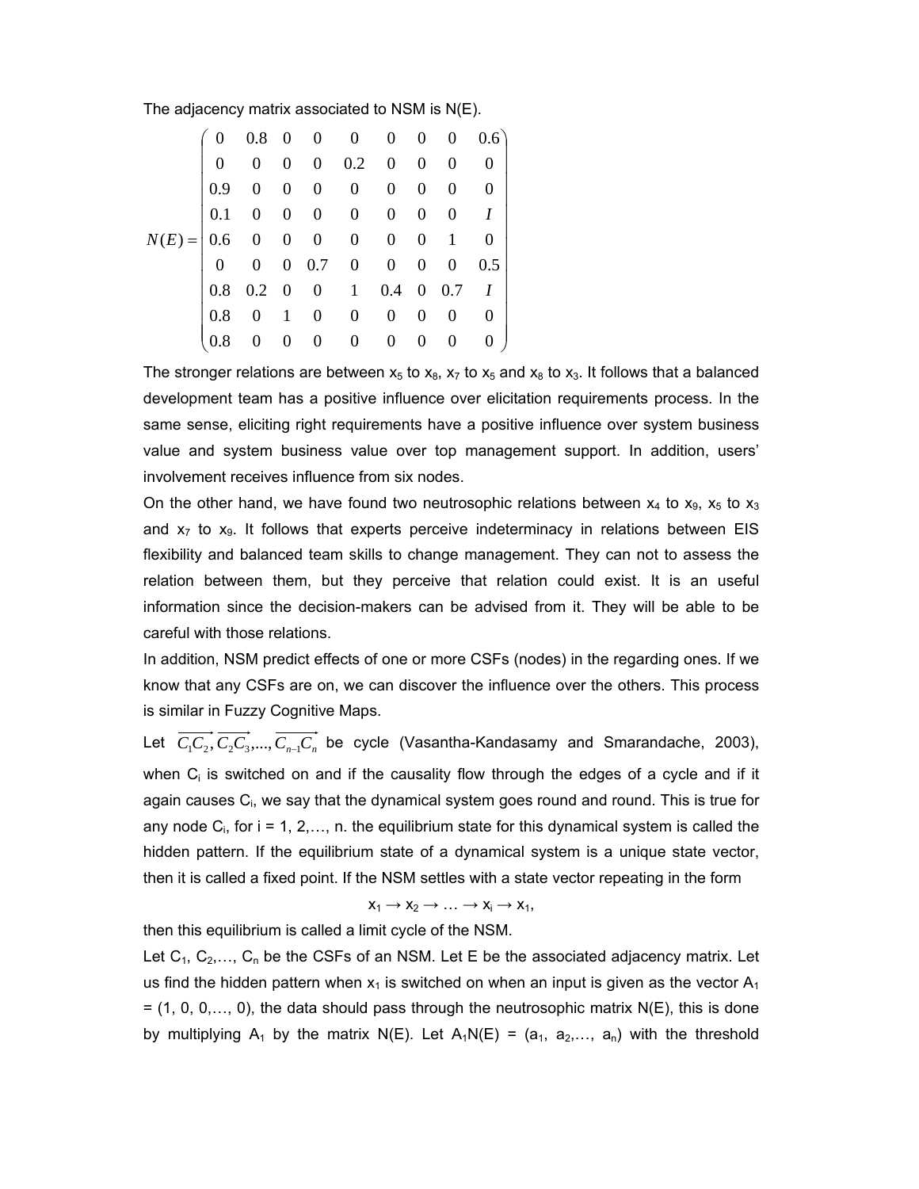The adjacency matrix associated to NSM is N(E).

$$N(E) = \begin{pmatrix} 0 & 0.8 & 0 & 0 & 0 & 0 & 0 & 0 & 0.6 \\ 0 & 0 & 0 & 0 & 0.2 & 0 & 0 & 0 & 0 \\ 0.9 & 0 & 0 & 0 & 0 & 0 & 0 & 0 & 0 \\ 0.1 & 0 & 0 & 0 & 0 & 0 & 0 & 0 & I \\ 0.6 & 0 & 0 & 0 & 0 & 0 & 0 & 1 & 0 \\ 0 & 0 & 0 & 0.7 & 0 & 0 & 0 & 0 & 0.5 \\ 0.8 & 0.2 & 0 & 0 & 1 & 0.4 & 0 & 0.7 & I \\ 0.8 & 0 & 1 & 0 & 0 & 0 & 0 & 0 & 0 \\ 0.8 & 0 & 0 & 0 & 0 & 0 & 0 & 0 & 0 \end{pmatrix}$$

The stronger relations are between $x_5$ to $x_8$, $x_7$ to $x_5$ and $x_8$ to $x_3$. It follows that a balanced development team has a positive influence over elicitation requirements process. In the same sense, eliciting right requirements have a positive influence over system business value and system business value over top management support. In addition, users' involvement receives influence from six nodes.

On the other hand, we have found two neutrosophic relations between $x_4$ to $x_9$, $x_5$ to $x_3$ and $x_7$ to $x_9$. It follows that experts perceive indeterminacy in relations between EIS flexibility and balanced team skills to change management. They can not to assess the relation between them, but they perceive that relation could exist. It is an useful information since the decision-makers can be advised from it. They will be able to be careful with those relations.

In addition, NSM predict effects of one or more CSFs (nodes) in the regarding ones. If we know that any CSFs are on, we can discover the influence over the others. This process is similar in Fuzzy Cognitive Maps.

Let $\overrightarrow{C_1C_2}, \overrightarrow{C_2C_3}, ..., \overrightarrow{C_{n-1}C_n}$ be cycle (Vasantha-Kandasamy and Smarandache, 2003), when $C_i$ is switched on and if the causality flow through the edges of a cycle and if it again causes $C_i$, we say that the dynamical system goes round and round. This is true for any node $C_i$, for i = 1, 2,…, n. the equilibrium state for this dynamical system is called the hidden pattern. If the equilibrium state of a dynamical system is a unique state vector, then it is called a fixed point. If the NSM settles with a state vector repeating in the form

$$x_1 \rightarrow x_2 \rightarrow \ldots \rightarrow x_i \rightarrow x_1,$$

then this equilibrium is called a limit cycle of the NSM.

Let $C_1, C_2, \ldots, C_n$ be the CSFs of an NSM. Let E be the associated adjacency matrix. Let us find the hidden pattern when $x_1$ is switched on when an input is given as the vector $A_1 = (1, 0, 0, \ldots, 0)$, the data should pass through the neutrosophic matrix N(E), this is done by multiplying $A_1$ by the matrix N(E). Let $A_1N(E) = (a_1, a_2, \ldots, a_n)$ with the threshold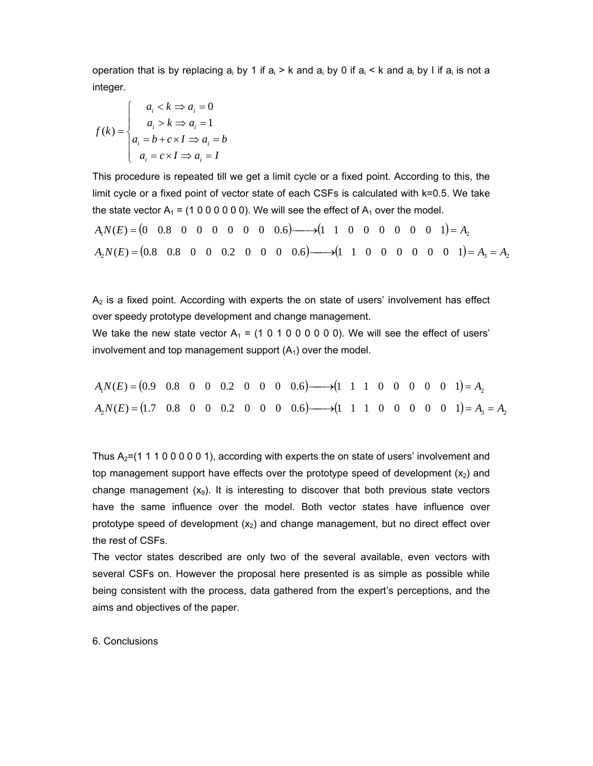operation that is by replacing $a_i$ by 1 if $a_i > k$ and $a_i$ by 0 if $a_i < k$ and $a_i$ by I if $a_i$ is not a integer.

$$
f(k) = \begin{cases} a_i < k \Rightarrow a_i = 0 \\ a_i > k \Rightarrow a_i = 1 \\ a_i = b + c \times I \Rightarrow a_i = b \\ a_i = c \times I \Rightarrow a_i = I \end{cases}
$$

This procedure is repeated till we get a limit cycle or a fixed point. According to this, the limit cycle or a fixed point of vector state of each CSFs is calculated with k=0.5. We take the state vector $A_1$ = (1 0 0 0 0 0 0). We will see the effect of $A_1$ over the model.

$$
A_1 N(E) = (0 \quad 0.8 \quad 0 \quad 0 \quad 0 \quad 0 \quad 0 \quad 0 \quad 0.6) \longrightarrow (1 \quad 1 \quad 0 \quad 0 \quad 0 \quad 0 \quad 0 \quad 0 \quad 1) = A_2
$$

$$
A_2 N(E) = (0.8 \quad 0.8 \quad 0 \quad 0 \quad 0.2 \quad 0 \quad 0 \quad 0 \quad 0.6) \longrightarrow (1 \quad 1 \quad 0 \quad 0 \quad 0 \quad 0 \quad 0 \quad 0 \quad 1) = A_3 = A_2
$$

$A_2$ is a fixed point. According with experts the on state of users' involvement has effect over speedy prototype development and change management.

We take the new state vector $A_1$ = (1 0 1 0 0 0 0 0 0). We will see the effect of users' involvement and top management support ($A_1$) over the model.

$$
A_1 N(E) = (0.9 \quad 0.8 \quad 0 \quad 0 \quad 0.2 \quad 0 \quad 0 \quad 0 \quad 0.6) \longrightarrow (1 \quad 1 \quad 1 \quad 0 \quad 0 \quad 0 \quad 0 \quad 0 \quad 1) = A_2
$$

$$
A_2 N(E) = (1.7 \quad 0.8 \quad 0 \quad 0 \quad 0.2 \quad 0 \quad 0 \quad 0 \quad 0.6) \longrightarrow (1 \quad 1 \quad 1 \quad 0 \quad 0 \quad 0 \quad 0 \quad 0 \quad 1) = A_3 = A_2
$$

Thus $A_2$=(1 1 1 0 0 0 0 0 1), according with experts the on state of users' involvement and top management support have effects over the prototype speed of development ($x_2$) and change management ($x_9$). It is interesting to discover that both previous state vectors have the same influence over the model. Both vector states have influence over prototype speed of development ($x_2$) and change management, but no direct effect over the rest of CSFs.

The vector states described are only two of the several available, even vectors with several CSFs on. However the proposal here presented is as simple as possible while being consistent with the process, data gathered from the expert's perceptions, and the aims and objectives of the paper.

## 6. Conclusions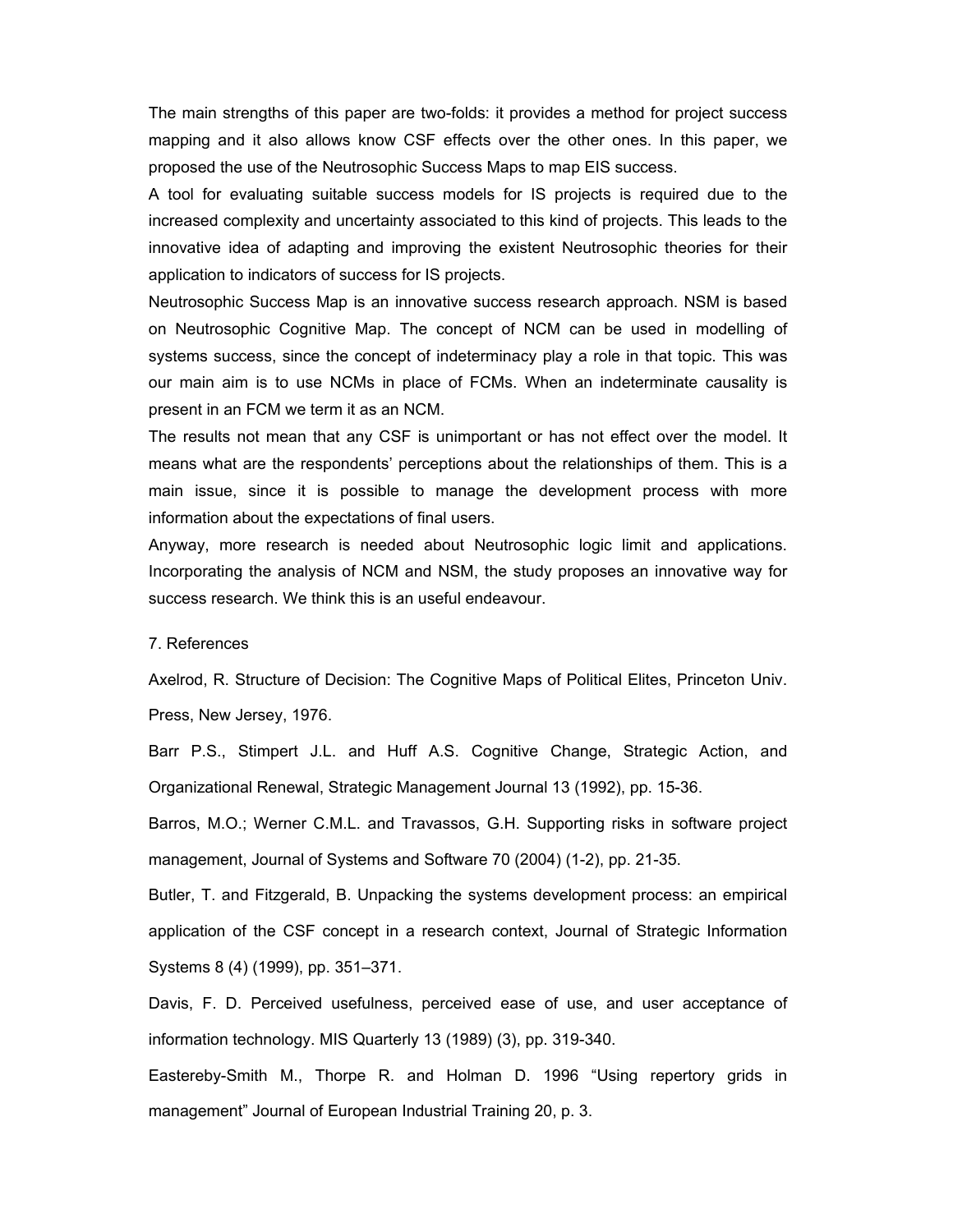The main strengths of this paper are two-folds: it provides a method for project success mapping and it also allows know CSF effects over the other ones. In this paper, we proposed the use of the Neutrosophic Success Maps to map EIS success.

A tool for evaluating suitable success models for IS projects is required due to the increased complexity and uncertainty associated to this kind of projects. This leads to the innovative idea of adapting and improving the existent Neutrosophic theories for their application to indicators of success for IS projects.

Neutrosophic Success Map is an innovative success research approach. NSM is based on Neutrosophic Cognitive Map. The concept of NCM can be used in modelling of systems success, since the concept of indeterminacy play a role in that topic. This was our main aim is to use NCMs in place of FCMs. When an indeterminate causality is present in an FCM we term it as an NCM.

The results not mean that any CSF is unimportant or has not effect over the model. It means what are the respondents' perceptions about the relationships of them. This is a main issue, since it is possible to manage the development process with more information about the expectations of final users.

Anyway, more research is needed about Neutrosophic logic limit and applications. Incorporating the analysis of NCM and NSM, the study proposes an innovative way for success research. We think this is an useful endeavour.

## 7. References

Axelrod, R. Structure of Decision: The Cognitive Maps of Political Elites, Princeton Univ. Press, New Jersey, 1976.

Barr P.S., Stimpert J.L. and Huff A.S. Cognitive Change, Strategic Action, and Organizational Renewal, Strategic Management Journal 13 (1992), pp. 15-36.

Barros, M.O.; Werner C.M.L. and Travassos, G.H. Supporting risks in software project management, Journal of Systems and Software 70 (2004) (1-2), pp. 21-35.

Butler, T. and Fitzgerald, B. Unpacking the systems development process: an empirical application of the CSF concept in a research context, Journal of Strategic Information Systems 8 (4) (1999), pp. 351–371.

Davis, F. D. Perceived usefulness, perceived ease of use, and user acceptance of information technology. MIS Quarterly 13 (1989) (3), pp. 319-340.

Eastereby-Smith M., Thorpe R. and Holman D. 1996 "Using repertory grids in management" Journal of European Industrial Training 20, p. 3.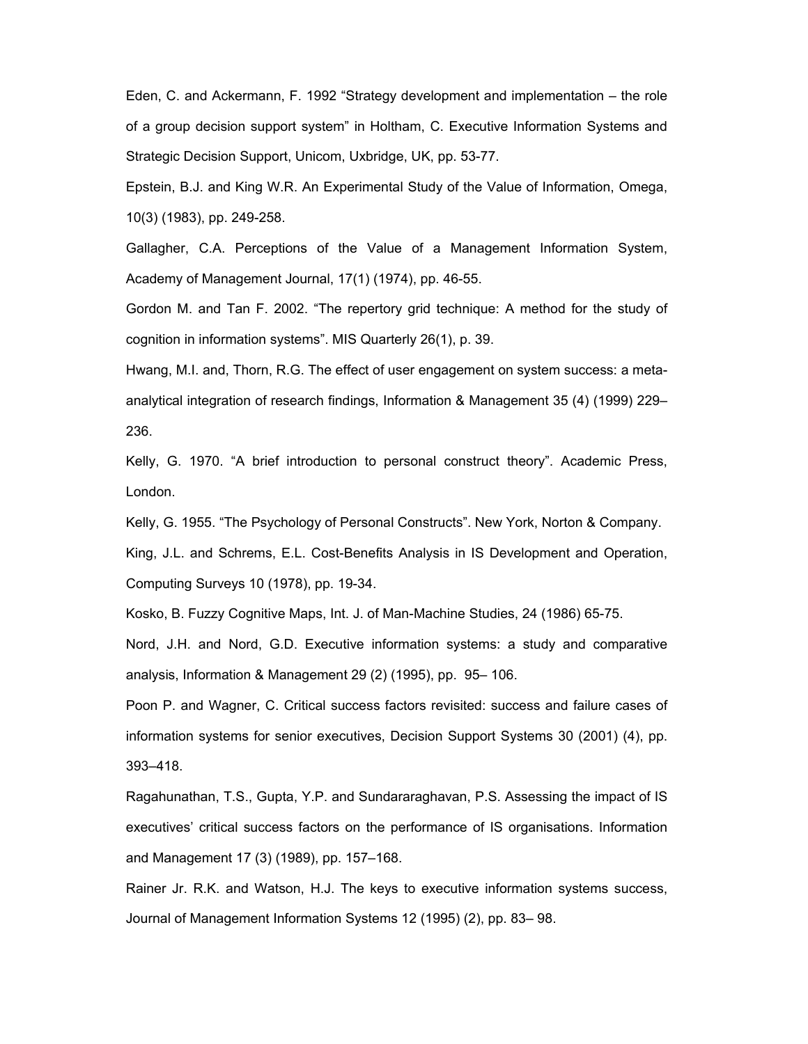Eden, C. and Ackermann, F. 1992 “Strategy development and implementation – the role of a group decision support system” in Holtham, C. Executive Information Systems and Strategic Decision Support, Unicom, Uxbridge, UK, pp. 53-77.

Epstein, B.J. and King W.R. An Experimental Study of the Value of Information, Omega, 10(3) (1983), pp. 249-258.

Gallagher, C.A. Perceptions of the Value of a Management Information System, Academy of Management Journal, 17(1) (1974), pp. 46-55.

Gordon M. and Tan F. 2002. “The repertory grid technique: A method for the study of cognition in information systems”. MIS Quarterly 26(1), p. 39.

Hwang, M.I. and, Thorn, R.G. The effect of user engagement on system success: a meta-analytical integration of research findings, Information & Management 35 (4) (1999) 229–236.

Kelly, G. 1970. “A brief introduction to personal construct theory”. Academic Press, London.

Kelly, G. 1955. “The Psychology of Personal Constructs”. New York, Norton & Company.

King, J.L. and Schrems, E.L. Cost-Benefits Analysis in IS Development and Operation, Computing Surveys 10 (1978), pp. 19-34.

Kosko, B. Fuzzy Cognitive Maps, Int. J. of Man-Machine Studies, 24 (1986) 65-75.

Nord, J.H. and Nord, G.D. Executive information systems: a study and comparative analysis, Information & Management 29 (2) (1995), pp. 95– 106.

Poon P. and Wagner, C. Critical success factors revisited: success and failure cases of information systems for senior executives, Decision Support Systems 30 (2001) (4), pp. 393–418.

Ragahunathan, T.S., Gupta, Y.P. and Sundararaghavan, P.S. Assessing the impact of IS executives’ critical success factors on the performance of IS organisations. Information and Management 17 (3) (1989), pp. 157–168.

Rainer Jr. R.K. and Watson, H.J. The keys to executive information systems success, Journal of Management Information Systems 12 (1995) (2), pp. 83– 98.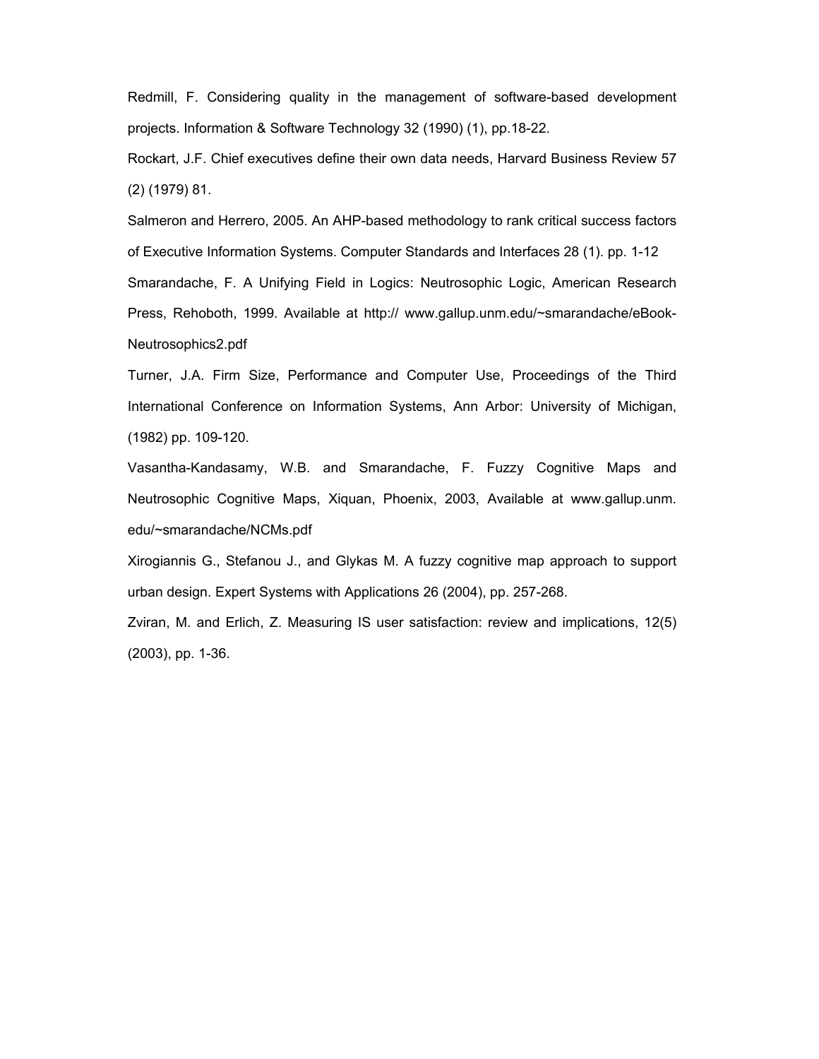Redmill, F. Considering quality in the management of software-based development projects. Information & Software Technology 32 (1990) (1), pp.18-22.

Rockart, J.F. Chief executives define their own data needs, Harvard Business Review 57 (2) (1979) 81.

Salmeron and Herrero, 2005. An AHP-based methodology to rank critical success factors of Executive Information Systems. Computer Standards and Interfaces 28 (1). pp. 1-12

Smarandache, F. A Unifying Field in Logics: Neutrosophic Logic, American Research Press, Rehoboth, 1999. Available at http:// www.gallup.unm.edu/~smarandache/eBook-Neutrosophics2.pdf

Turner, J.A. Firm Size, Performance and Computer Use, Proceedings of the Third International Conference on Information Systems, Ann Arbor: University of Michigan, (1982) pp. 109-120.

Vasantha-Kandasamy, W.B. and Smarandache, F. Fuzzy Cognitive Maps and Neutrosophic Cognitive Maps, Xiquan, Phoenix, 2003, Available at www.gallup.unm. edu/~smarandache/NCMs.pdf

Xirogiannis G., Stefanou J., and Glykas M. A fuzzy cognitive map approach to support urban design. Expert Systems with Applications 26 (2004), pp. 257-268.

Zviran, M. and Erlich, Z. Measuring IS user satisfaction: review and implications, 12(5) (2003), pp. 1-36.